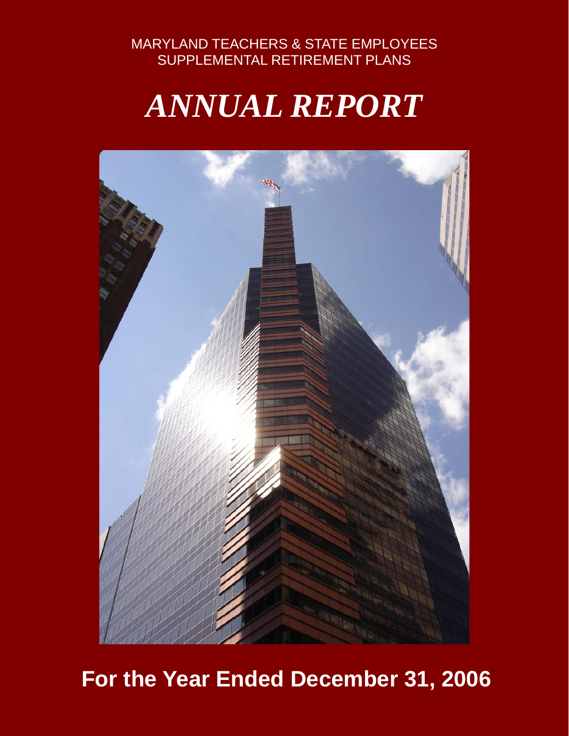MARYLAND TEACHERS & STATE EMPLOYEES
SUPPLEMENTAL RETIREMENT PLANS

# *ANNUAL REPORT*

## For the Year Ended December 31, 2006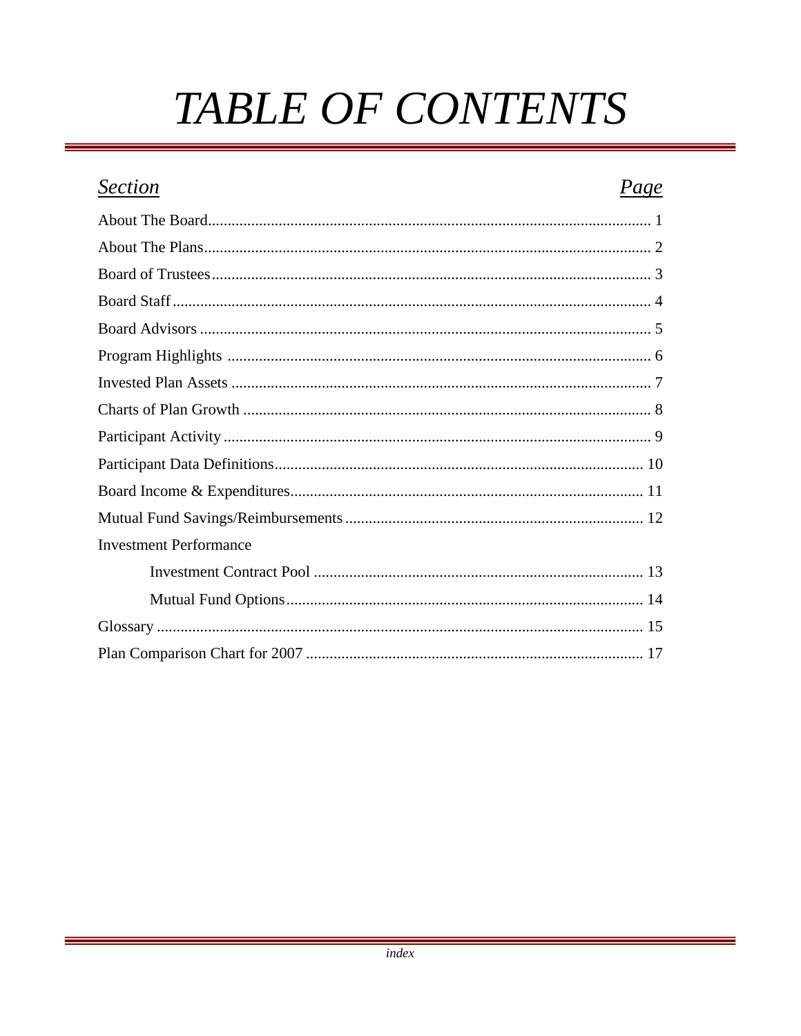# *TABLE OF CONTENTS*

| *Section* | *Page* |
|---|---|
| About The Board | 1 |
| About The Plans | 2 |
| Board of Trustees | 3 |
| Board Staff | 4 |
| Board Advisors | 5 |
| Program Highlights | 6 |
| Invested Plan Assets | 7 |
| Charts of Plan Growth | 8 |
| Participant Activity | 9 |
| Participant Data Definitions | 10 |
| Board Income & Expenditures | 11 |
| Mutual Fund Savings/Reimbursements | 12 |
| Investment Performance | |
| Investment Contract Pool | 13 |
| Mutual Fund Options | 14 |
| Glossary | 15 |
| Plan Comparison Chart for 2007 | 17 |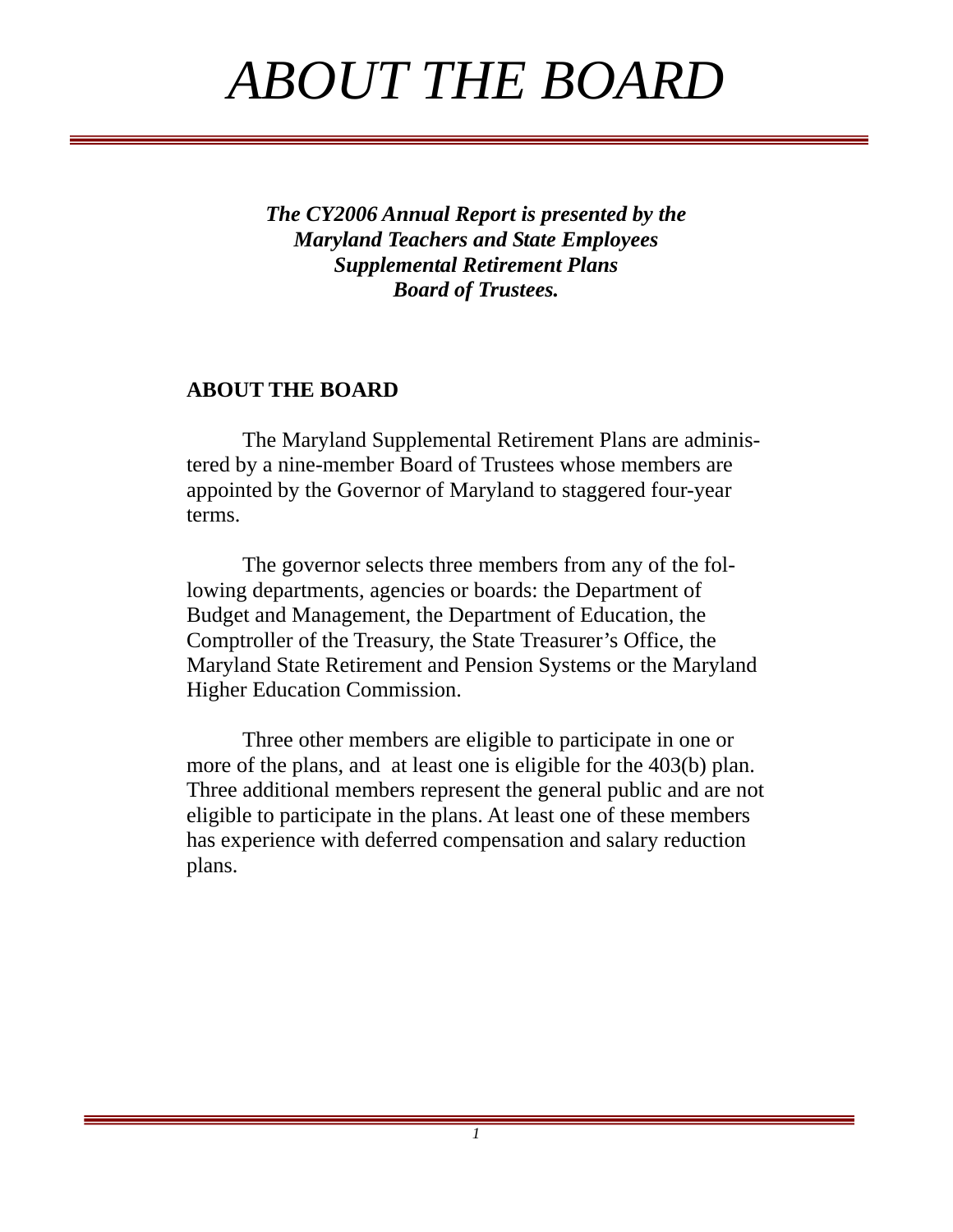# *ABOUT THE BOARD*

***The CY2006 Annual Report is presented by the Maryland Teachers and State Employees Supplemental Retirement Plans Board of Trustees.***

**ABOUT THE BOARD**

The Maryland Supplemental Retirement Plans are administered by a nine-member Board of Trustees whose members are appointed by the Governor of Maryland to staggered four-year terms.

The governor selects three members from any of the following departments, agencies or boards: the Department of Budget and Management, the Department of Education, the Comptroller of the Treasury, the State Treasurer's Office, the Maryland State Retirement and Pension Systems or the Maryland Higher Education Commission.

Three other members are eligible to participate in one or more of the plans, and at least one is eligible for the 403(b) plan. Three additional members represent the general public and are not eligible to participate in the plans. At least one of these members has experience with deferred compensation and salary reduction plans.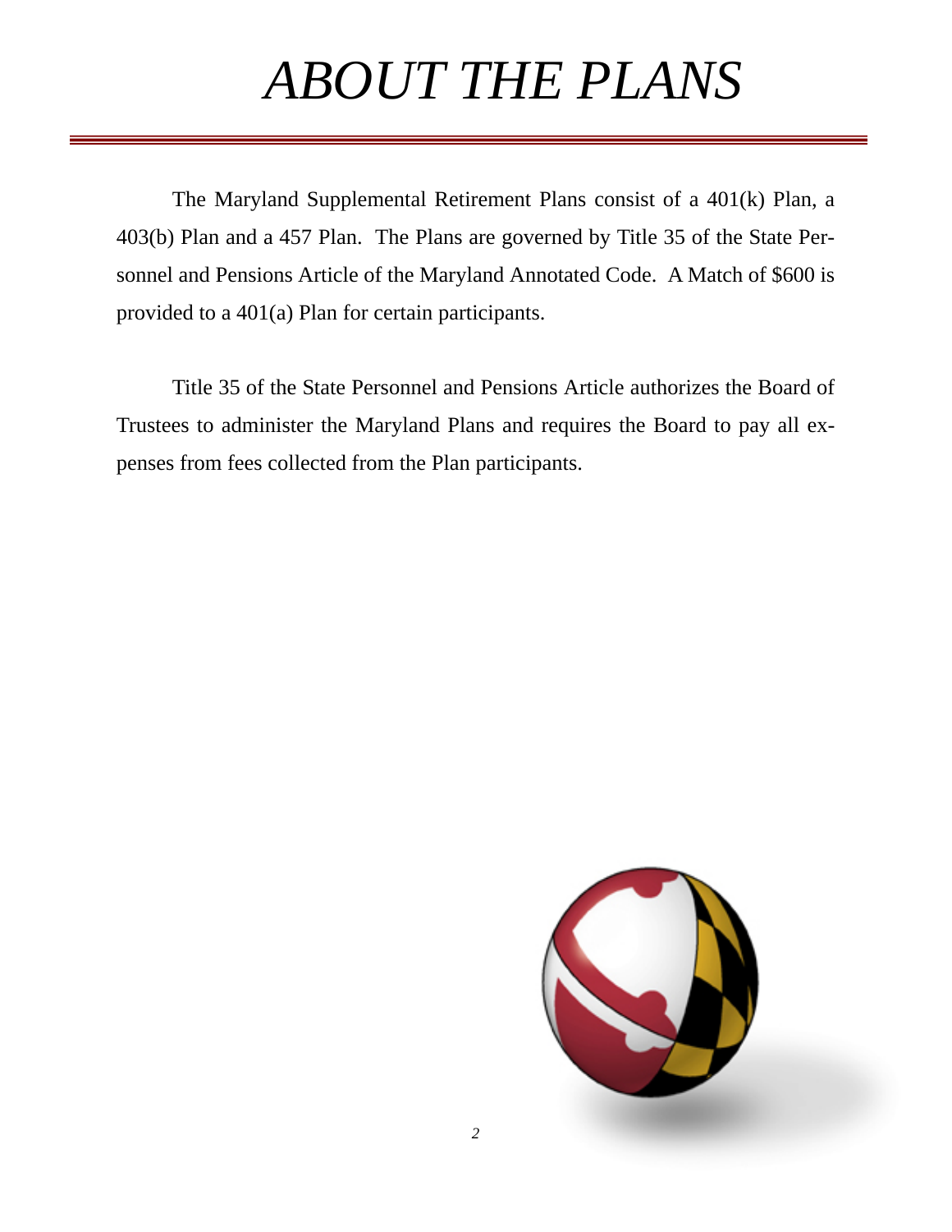# *ABOUT THE PLANS*

The Maryland Supplemental Retirement Plans consist of a 401(k) Plan, a 403(b) Plan and a 457 Plan. The Plans are governed by Title 35 of the State Personnel and Pensions Article of the Maryland Annotated Code. A Match of $600 is provided to a 401(a) Plan for certain participants.

Title 35 of the State Personnel and Pensions Article authorizes the Board of Trustees to administer the Maryland Plans and requires the Board to pay all expenses from fees collected from the Plan participants.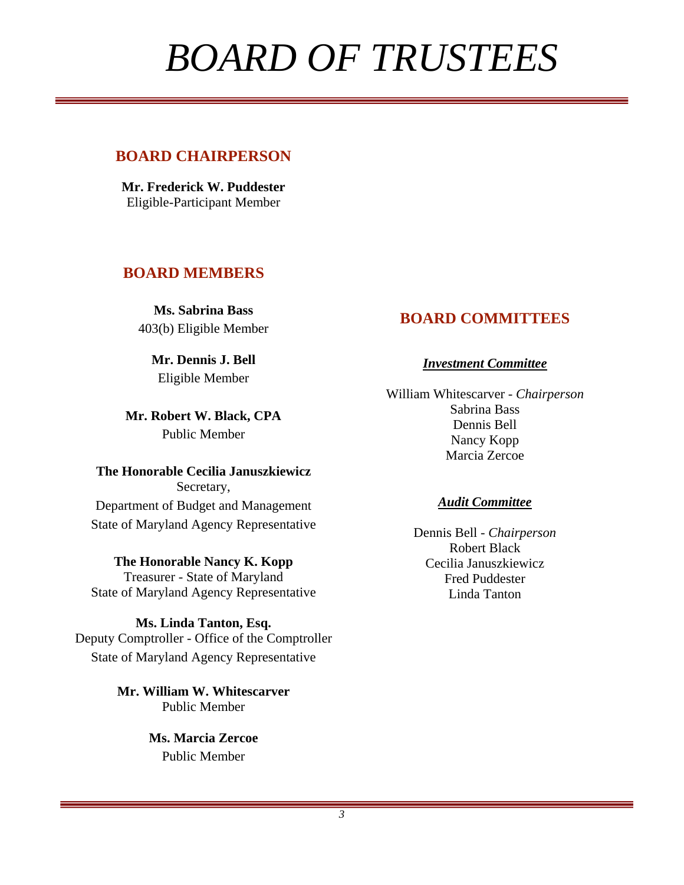# *BOARD OF TRUSTEES*

## BOARD CHAIRPERSON

**Mr. Frederick W. Puddester**
Eligible-Participant Member

## BOARD MEMBERS

**Ms. Sabrina Bass**
403(b) Eligible Member

**Mr. Dennis J. Bell**
Eligible Member

**Mr. Robert W. Black, CPA**
Public Member

**The Honorable Cecilia Januszkiewicz**
Secretary,
Department of Budget and Management
State of Maryland Agency Representative

**The Honorable Nancy K. Kopp**
Treasurer - State of Maryland
State of Maryland Agency Representative

**Ms. Linda Tanton, Esq.**
Deputy Comptroller - Office of the Comptroller
State of Maryland Agency Representative

**Mr. William W. Whitescarver**
Public Member

**Ms. Marcia Zercoe**
Public Member

## BOARD COMMITTEES

### ***Investment Committee***

William Whitescarver - *Chairperson*
Sabrina Bass
Dennis Bell
Nancy Kopp
Marcia Zercoe

### ***Audit Committee***

Dennis Bell - *Chairperson*
Robert Black
Cecilia Januszkiewicz
Fred Puddester
Linda Tanton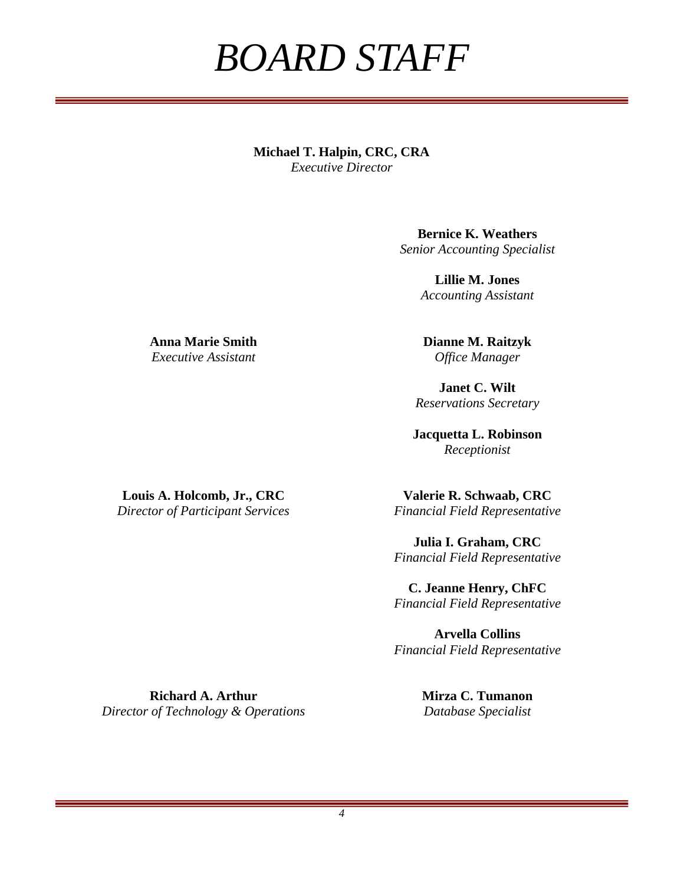# *BOARD STAFF*

**Michael T. Halpin, CRC, CRA**
*Executive Director*

**Anna Marie Smith**
*Executive Assistant*

**Bernice K. Weathers**
*Senior Accounting Specialist*

**Lillie M. Jones**
*Accounting Assistant*

**Dianne M. Raitzyk**
*Office Manager*

**Janet C. Wilt**
*Reservations Secretary*

**Jacquetta L. Robinson**
*Receptionist*

**Louis A. Holcomb, Jr., CRC**
*Director of Participant Services*

**Valerie R. Schwaab, CRC**
*Financial Field Representative*

**Julia I. Graham, CRC**
*Financial Field Representative*

**C. Jeanne Henry, ChFC**
*Financial Field Representative*

**Arvella Collins**
*Financial Field Representative*

**Richard A. Arthur**
*Director of Technology & Operations*

**Mirza C. Tumanon**
*Database Specialist*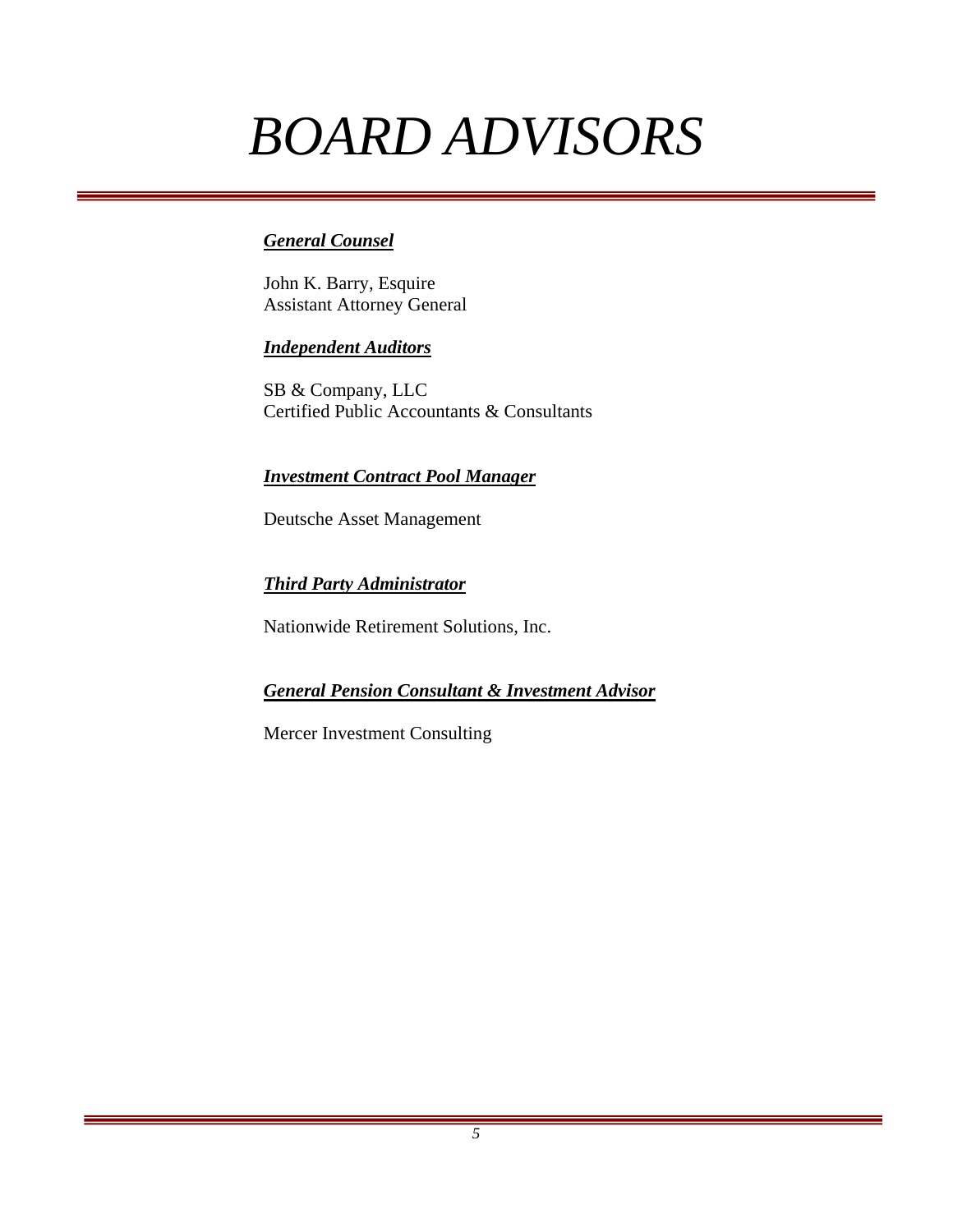# *BOARD ADVISORS*

***General Counsel***

John K. Barry, Esquire
Assistant Attorney General

***Independent Auditors***

SB & Company, LLC
Certified Public Accountants & Consultants

***Investment Contract Pool Manager***

Deutsche Asset Management

***Third Party Administrator***

Nationwide Retirement Solutions, Inc.

***General Pension Consultant & Investment Advisor***

Mercer Investment Consulting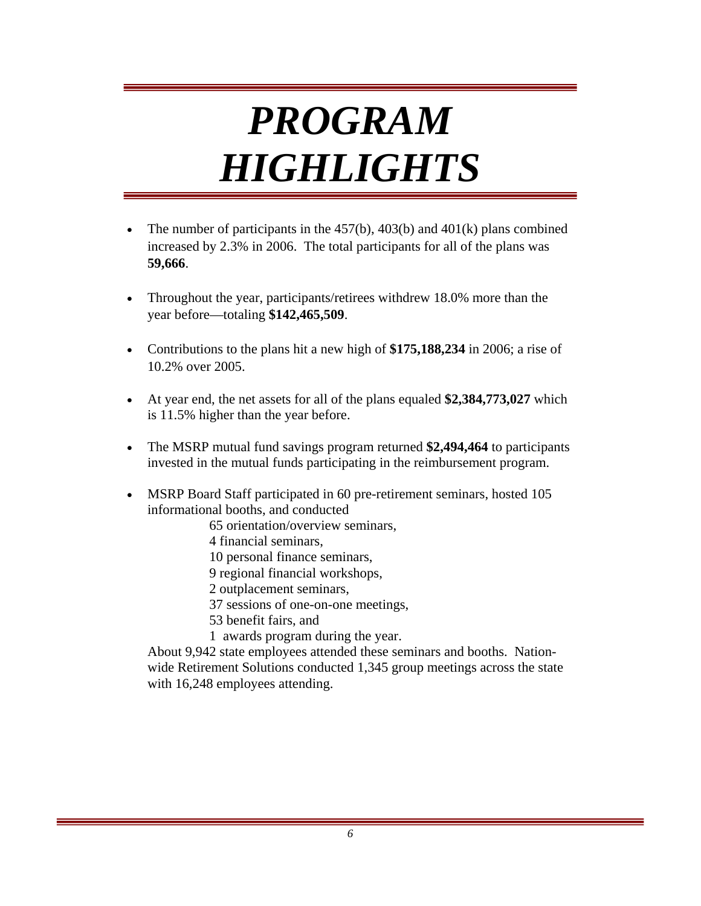# *PROGRAM HIGHLIGHTS*

- The number of participants in the 457(b), 403(b) and 401(k) plans combined increased by 2.3% in 2006. The total participants for all of the plans was **59,666**.

- Throughout the year, participants/retirees withdrew 18.0% more than the year before—totaling **$142,465,509**.

- Contributions to the plans hit a new high of **$175,188,234** in 2006; a rise of 10.2% over 2005.

- At year end, the net assets for all of the plans equaled **$2,384,773,027** which is 11.5% higher than the year before.

- The MSRP mutual fund savings program returned **$2,494,464** to participants invested in the mutual funds participating in the reimbursement program.

- MSRP Board Staff participated in 60 pre-retirement seminars, hosted 105 informational booths, and conducted
  - 65 orientation/overview seminars,
  - 4 financial seminars,
  - 10 personal finance seminars,
  - 9 regional financial workshops,
  - 2 outplacement seminars,
  - 37 sessions of one-on-one meetings,
  - 53 benefit fairs, and
  - 1 awards program during the year.

  About 9,942 state employees attended these seminars and booths. Nationwide Retirement Solutions conducted 1,345 group meetings across the state with 16,248 employees attending.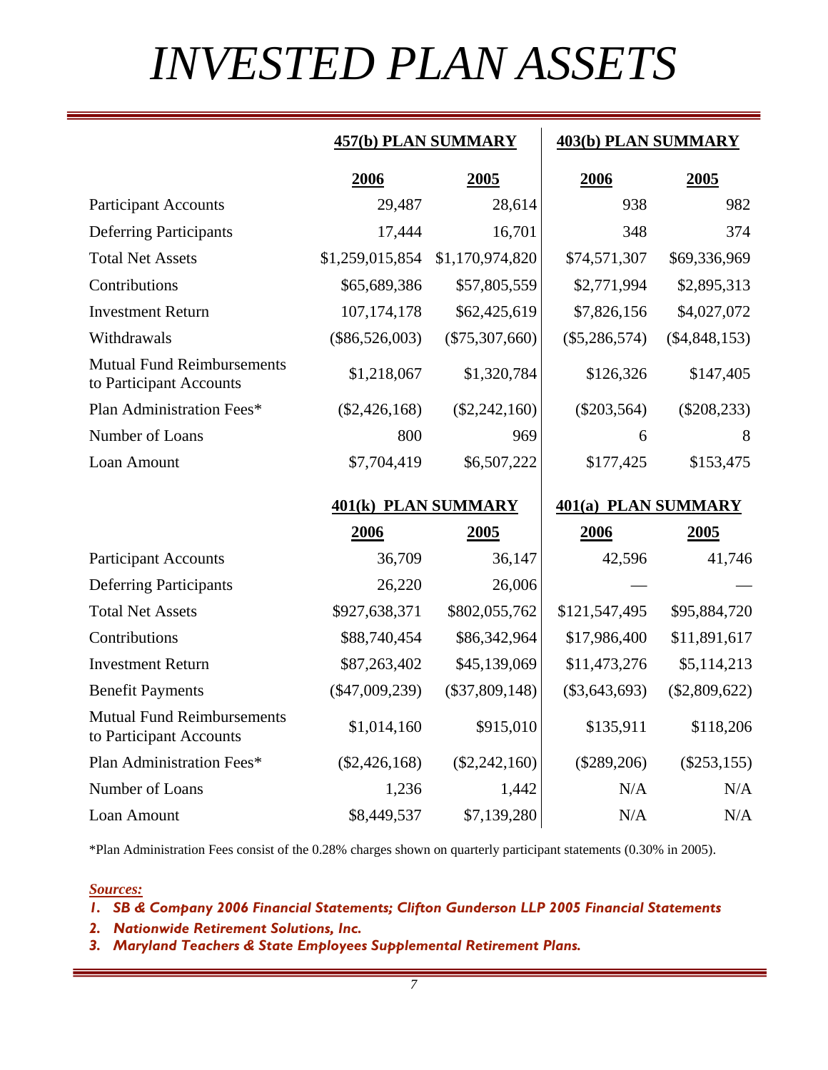# INVESTED PLAN ASSETS

| | 457(b) PLAN SUMMARY | | 403(b) PLAN SUMMARY | |
|---|---|---|---|---|
| | 2006 | 2005 | 2006 | 2005 |
| Participant Accounts | 29,487 | 28,614 | 938 | 982 |
| Deferring Participants | 17,444 | 16,701 | 348 | 374 |
| Total Net Assets | $1,259,015,854 | $1,170,974,820 | $74,571,307 | $69,336,969 |
| Contributions | $65,689,386 | $57,805,559 | $2,771,994 | $2,895,313 |
| Investment Return | 107,174,178 | $62,425,619 | $7,826,156 | $4,027,072 |
| Withdrawals | ($86,526,003) | ($75,307,660) | ($5,286,574) | ($4,848,153) |
| Mutual Fund Reimbursements to Participant Accounts | $1,218,067 | $1,320,784 | $126,326 | $147,405 |
| Plan Administration Fees* | ($2,426,168) | ($2,242,160) | ($203,564) | ($208,233) |
| Number of Loans | 800 | 969 | 6 | 8 |
| Loan Amount | $7,704,419 | $6,507,222 | $177,425 | $153,475 |

| | 401(k) PLAN SUMMARY | | 401(a) PLAN SUMMARY | |
|---|---|---|---|---|
| | 2006 | 2005 | 2006 | 2005 |
| Participant Accounts | 36,709 | 36,147 | 42,596 | 41,746 |
| Deferring Participants | 26,220 | 26,006 | — | — |
| Total Net Assets | $927,638,371 | $802,055,762 | $121,547,495 | $95,884,720 |
| Contributions | $88,740,454 | $86,342,964 | $17,986,400 | $11,891,617 |
| Investment Return | $87,263,402 | $45,139,069 | $11,473,276 | $5,114,213 |
| Benefit Payments | ($47,009,239) | ($37,809,148) | ($3,643,693) | ($2,809,622) |
| Mutual Fund Reimbursements to Participant Accounts | $1,014,160 | $915,010 | $135,911 | $118,206 |
| Plan Administration Fees* | ($2,426,168) | ($2,242,160) | ($289,206) | ($253,155) |
| Number of Loans | 1,236 | 1,442 | N/A | N/A |
| Loan Amount | $8,449,537 | $7,139,280 | N/A | N/A |

*Plan Administration Fees consist of the 0.28% charges shown on quarterly participant statements (0.30% in 2005).

***Sources:***

1. *SB & Company 2006 Financial Statements; Clifton Gunderson LLP 2005 Financial Statements*
2. *Nationwide Retirement Solutions, Inc.*
3. *Maryland Teachers & State Employees Supplemental Retirement Plans.*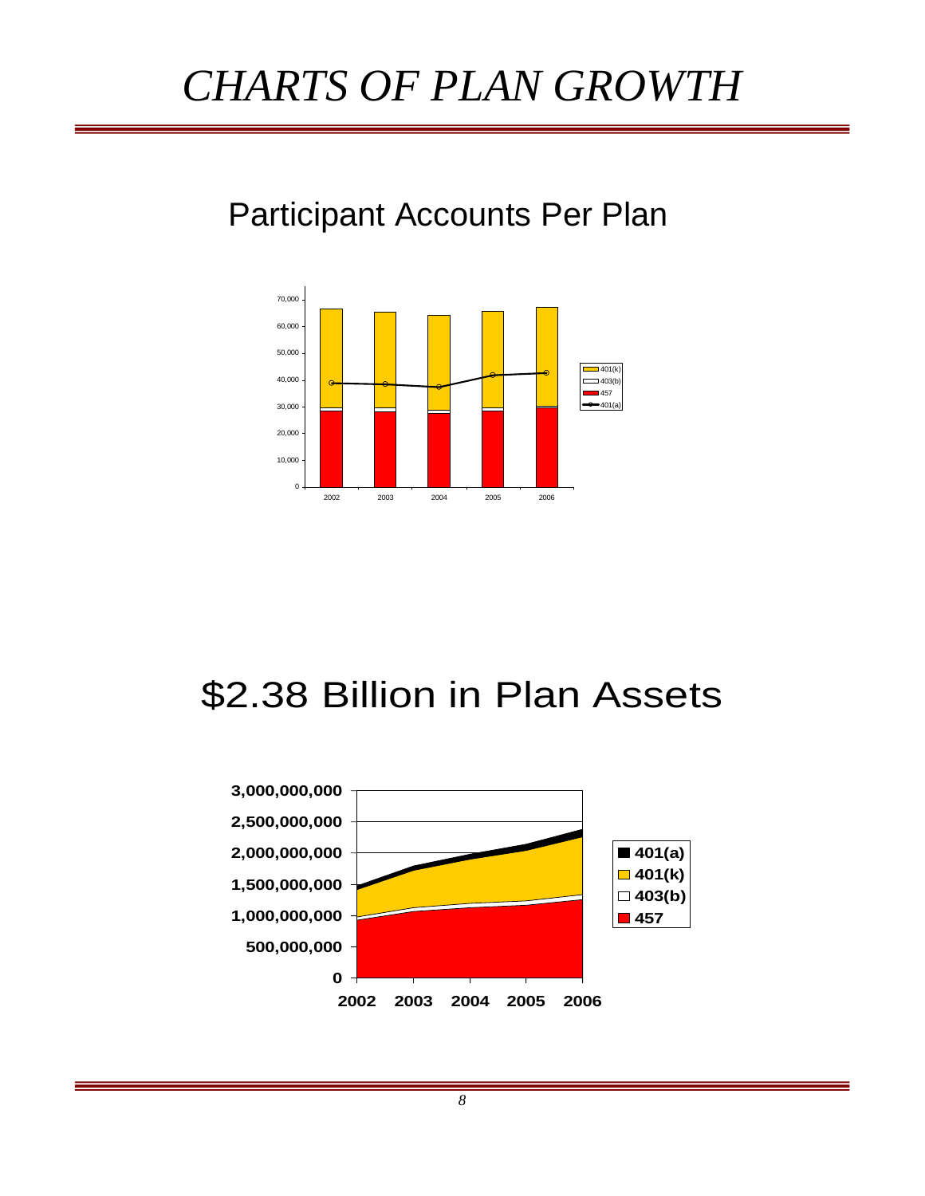# CHARTS OF PLAN GROWTH

## Participant Accounts Per Plan

## $2.38 Billion in Plan Assets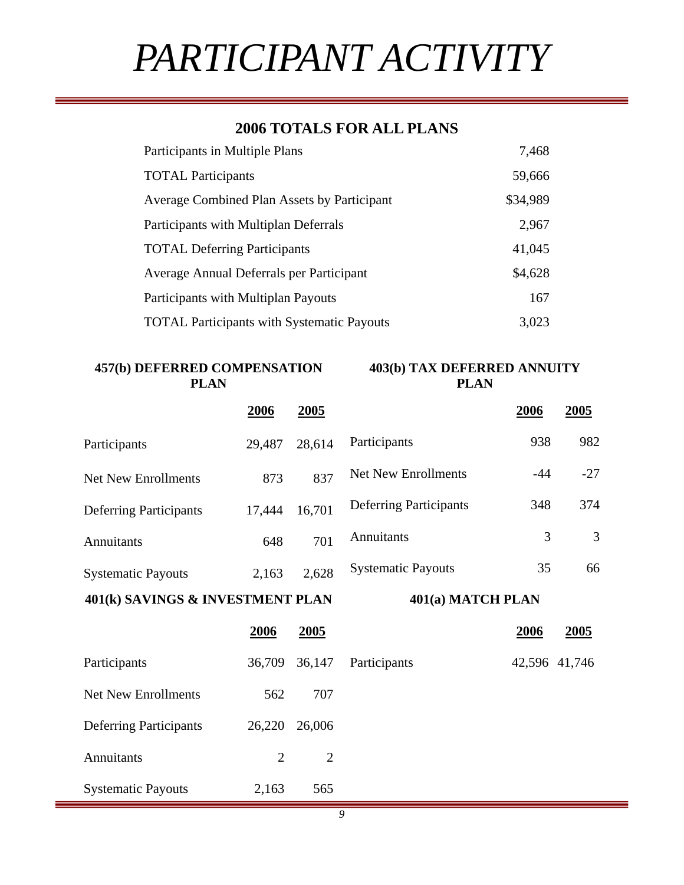# *PARTICIPANT ACTIVITY*

## 2006 TOTALS FOR ALL PLANS

| | |
|---|---|
| Participants in Multiple Plans | 7,468 |
| TOTAL Participants | 59,666 |
| Average Combined Plan Assets by Participant | $34,989 |
| Participants with Multiplan Deferrals | 2,967 |
| TOTAL Deferring Participants | 41,045 |
| Average Annual Deferrals per Participant | $4,628 |
| Participants with Multiplan Payouts | 167 |
| TOTAL Participants with Systematic Payouts | 3,023 |

### 457(b) DEFERRED COMPENSATION PLAN

| | 2006 | 2005 |
|---|---|---|
| Participants | 29,487 | 28,614 |
| Net New Enrollments | 873 | 837 |
| Deferring Participants | 17,444 | 16,701 |
| Annuitants | 648 | 701 |
| Systematic Payouts | 2,163 | 2,628 |

### 403(b) TAX DEFERRED ANNUITY PLAN

| | 2006 | 2005 |
|---|---|---|
| Participants | 938 | 982 |
| Net New Enrollments | -44 | -27 |
| Deferring Participants | 348 | 374 |
| Annuitants | 3 | 3 |
| Systematic Payouts | 35 | 66 |

### 401(k) SAVINGS & INVESTMENT PLAN

| | 2006 | 2005 |
|---|---|---|
| Participants | 36,709 | 36,147 |
| Net New Enrollments | 562 | 707 |
| Deferring Participants | 26,220 | 26,006 |
| Annuitants | 2 | 2 |
| Systematic Payouts | 2,163 | 565 |

### 401(a) MATCH PLAN

| | 2006 | 2005 |
|---|---|---|
| Participants | 42,596 | 41,746 |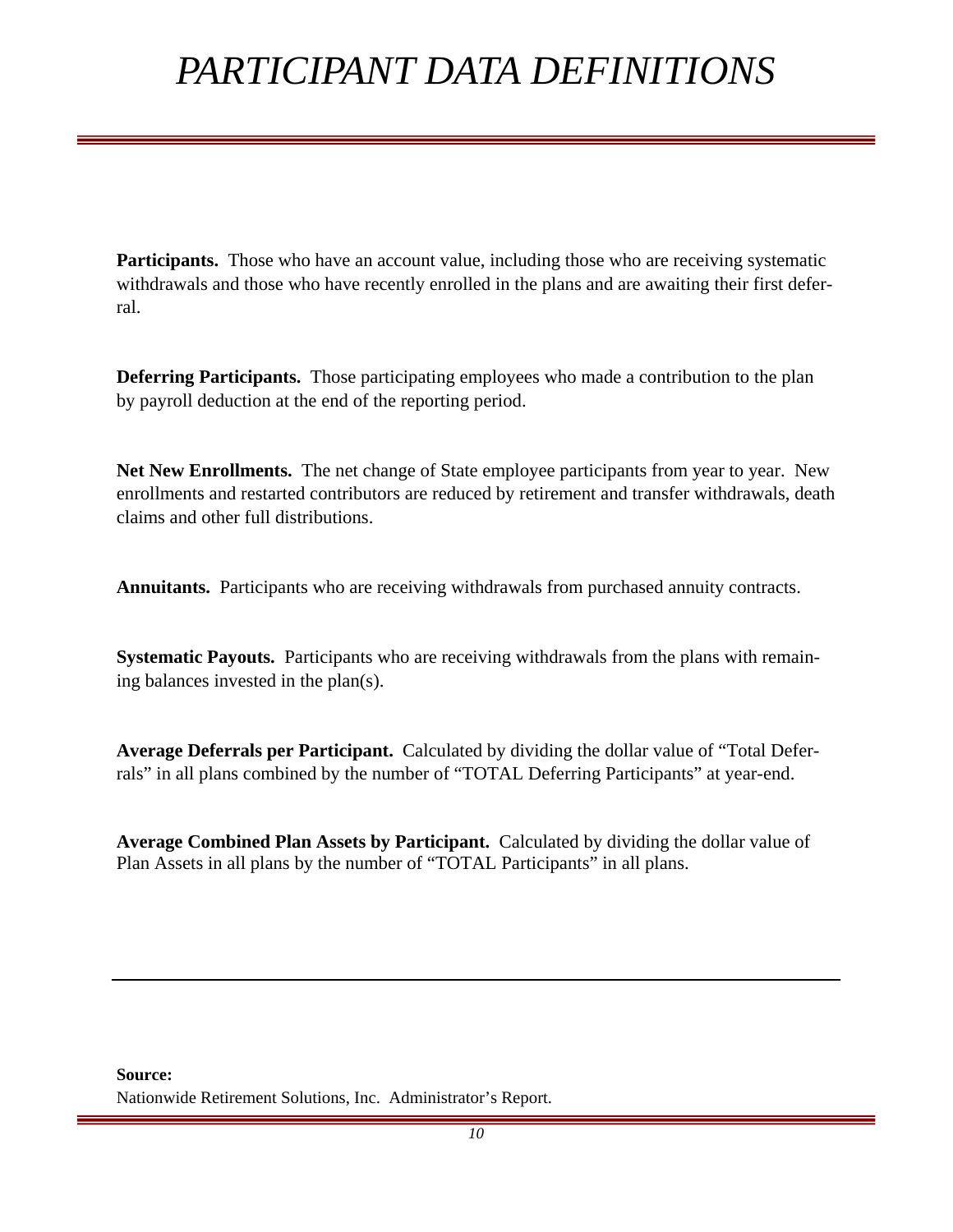# *PARTICIPANT DATA DEFINITIONS*

**Participants.** Those who have an account value, including those who are receiving systematic withdrawals and those who have recently enrolled in the plans and are awaiting their first deferral.

**Deferring Participants.** Those participating employees who made a contribution to the plan by payroll deduction at the end of the reporting period.

**Net New Enrollments.** The net change of State employee participants from year to year. New enrollments and restarted contributors are reduced by retirement and transfer withdrawals, death claims and other full distributions.

**Annuitants.** Participants who are receiving withdrawals from purchased annuity contracts.

**Systematic Payouts.** Participants who are receiving withdrawals from the plans with remaining balances invested in the plan(s).

**Average Deferrals per Participant.** Calculated by dividing the dollar value of "Total Deferrals" in all plans combined by the number of "TOTAL Deferring Participants" at year-end.

**Average Combined Plan Assets by Participant.** Calculated by dividing the dollar value of Plan Assets in all plans by the number of "TOTAL Participants" in all plans.

---

**Source:**
Nationwide Retirement Solutions, Inc. Administrator's Report.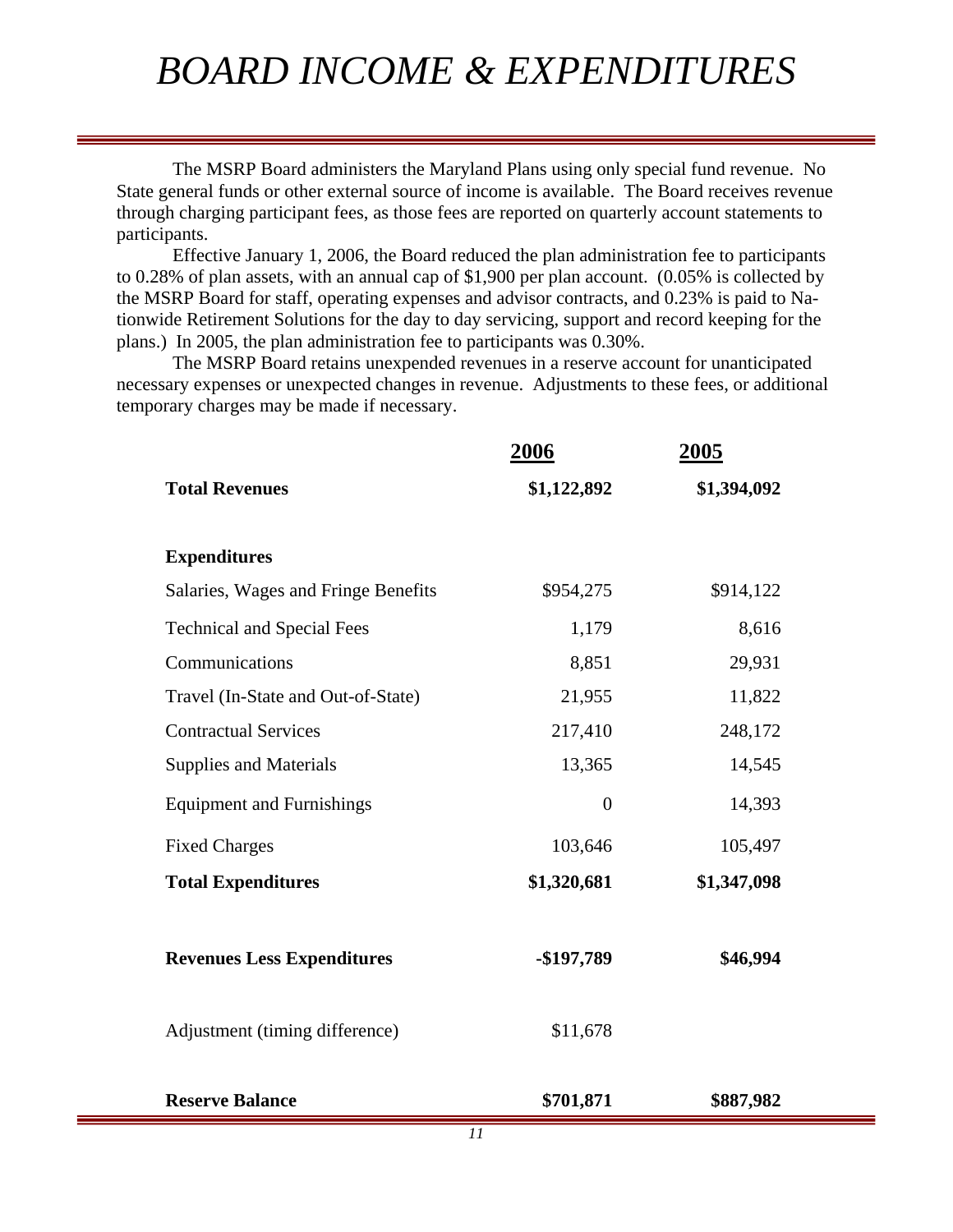# *BOARD INCOME & EXPENDITURES*

The MSRP Board administers the Maryland Plans using only special fund revenue. No State general funds or other external source of income is available. The Board receives revenue through charging participant fees, as those fees are reported on quarterly account statements to participants.

Effective January 1, 2006, the Board reduced the plan administration fee to participants to 0.28% of plan assets, with an annual cap of $1,900 per plan account. (0.05% is collected by the MSRP Board for staff, operating expenses and advisor contracts, and 0.23% is paid to Nationwide Retirement Solutions for the day to day servicing, support and record keeping for the plans.) In 2005, the plan administration fee to participants was 0.30%.

The MSRP Board retains unexpended revenues in a reserve account for unanticipated necessary expenses or unexpected changes in revenue. Adjustments to these fees, or additional temporary charges may be made if necessary.

| | 2006 | 2005 |
|---|---|---|
| **Total Revenues** | **$1,122,892** | **$1,394,092** |
| | | |
| **Expenditures** | | |
| Salaries, Wages and Fringe Benefits | $954,275 | $914,122 |
| Technical and Special Fees | 1,179 | 8,616 |
| Communications | 8,851 | 29,931 |
| Travel (In-State and Out-of-State) | 21,955 | 11,822 |
| Contractual Services | 217,410 | 248,172 |
| Supplies and Materials | 13,365 | 14,545 |
| Equipment and Furnishings | 0 | 14,393 |
| Fixed Charges | 103,646 | 105,497 |
| **Total Expenditures** | **$1,320,681** | **$1,347,098** |
| | | |
| **Revenues Less Expenditures** | **-$197,789** | **$46,994** |
| | | |
| Adjustment (timing difference) | $11,678 | |
| | | |
| **Reserve Balance** | **$701,871** | **$887,982** |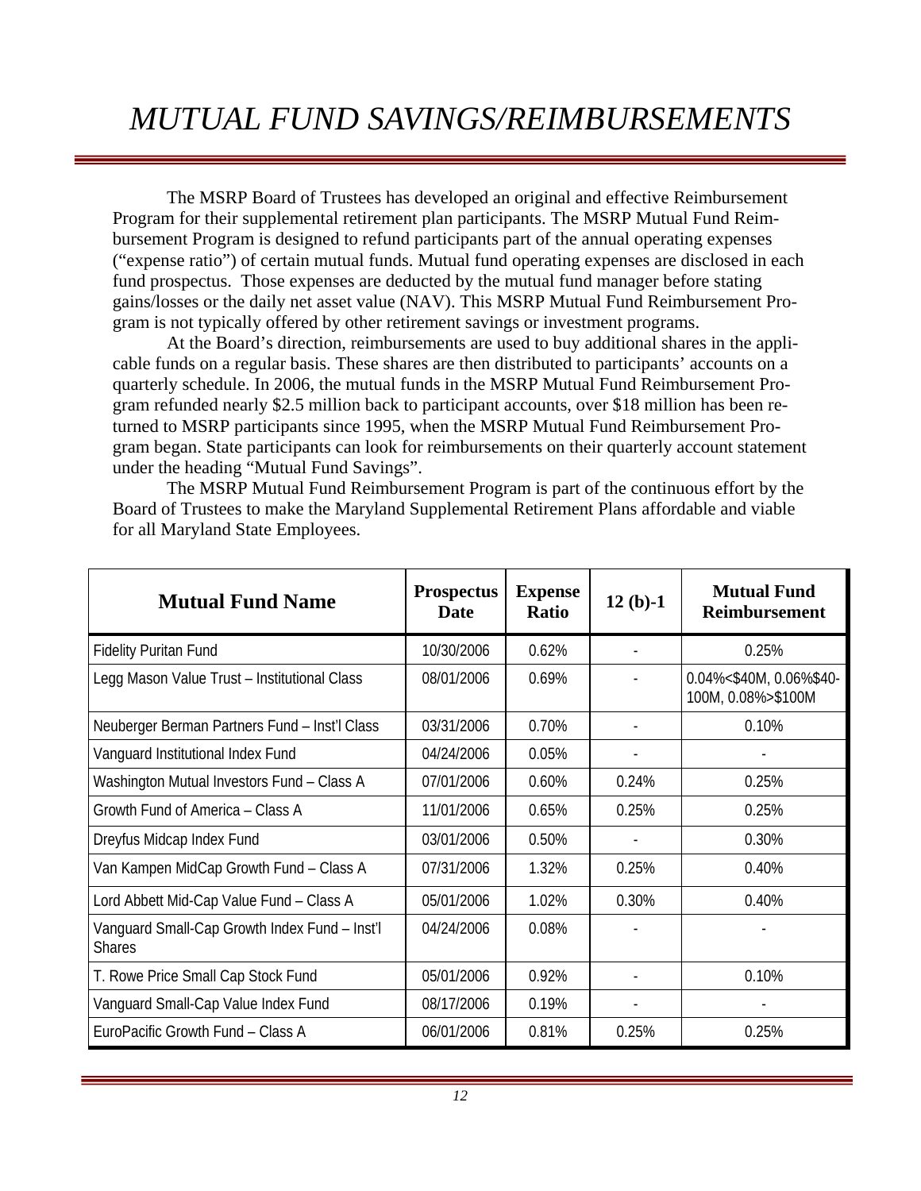# *MUTUAL FUND SAVINGS/REIMBURSEMENTS*

The MSRP Board of Trustees has developed an original and effective Reimbursement Program for their supplemental retirement plan participants. The MSRP Mutual Fund Reimbursement Program is designed to refund participants part of the annual operating expenses ("expense ratio") of certain mutual funds. Mutual fund operating expenses are disclosed in each fund prospectus. Those expenses are deducted by the mutual fund manager before stating gains/losses or the daily net asset value (NAV). This MSRP Mutual Fund Reimbursement Program is not typically offered by other retirement savings or investment programs.

At the Board's direction, reimbursements are used to buy additional shares in the applicable funds on a regular basis. These shares are then distributed to participants' accounts on a quarterly schedule. In 2006, the mutual funds in the MSRP Mutual Fund Reimbursement Program refunded nearly $2.5 million back to participant accounts, over $18 million has been returned to MSRP participants since 1995, when the MSRP Mutual Fund Reimbursement Program began. State participants can look for reimbursements on their quarterly account statement under the heading "Mutual Fund Savings".

The MSRP Mutual Fund Reimbursement Program is part of the continuous effort by the Board of Trustees to make the Maryland Supplemental Retirement Plans affordable and viable for all Maryland State Employees.

| Mutual Fund Name | Prospectus Date | Expense Ratio | 12 (b)-1 | Mutual Fund Reimbursement |
|---|---|---|---|---|
| Fidelity Puritan Fund | 10/30/2006 | 0.62% | - | 0.25% |
| Legg Mason Value Trust – Institutional Class | 08/01/2006 | 0.69% | - | 0.04%<$40M, 0.06%$40-100M, 0.08%>$100M |
| Neuberger Berman Partners Fund – Inst'l Class | 03/31/2006 | 0.70% | - | 0.10% |
| Vanguard Institutional Index Fund | 04/24/2006 | 0.05% | - | - |
| Washington Mutual Investors Fund – Class A | 07/01/2006 | 0.60% | 0.24% | 0.25% |
| Growth Fund of America – Class A | 11/01/2006 | 0.65% | 0.25% | 0.25% |
| Dreyfus Midcap Index Fund | 03/01/2006 | 0.50% | - | 0.30% |
| Van Kampen MidCap Growth Fund – Class A | 07/31/2006 | 1.32% | 0.25% | 0.40% |
| Lord Abbett Mid-Cap Value Fund – Class A | 05/01/2006 | 1.02% | 0.30% | 0.40% |
| Vanguard Small-Cap Growth Index Fund – Inst'l Shares | 04/24/2006 | 0.08% | - | - |
| T. Rowe Price Small Cap Stock Fund | 05/01/2006 | 0.92% | - | 0.10% |
| Vanguard Small-Cap Value Index Fund | 08/17/2006 | 0.19% | - | - |
| EuroPacific Growth Fund – Class A | 06/01/2006 | 0.81% | 0.25% | 0.25% |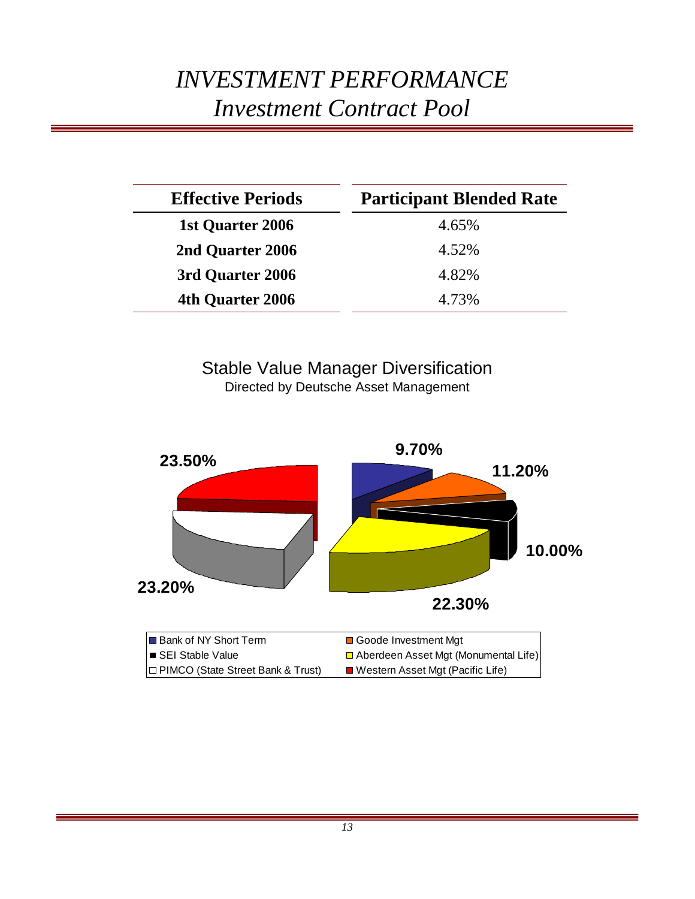# *INVESTMENT PERFORMANCE*
## *Investment Contract Pool*

| Effective Periods | Participant Blended Rate |
|---|---|
| **1st Quarter 2006** | 4.65% |
| **2nd Quarter 2006** | 4.52% |
| **3rd Quarter 2006** | 4.82% |
| **4th Quarter 2006** | 4.73% |

Stable Value Manager Diversification

Directed by Deutsche Asset Management

| Manager | Allocation |
|---|---|
| Bank of NY Short Term | 9.70% |
| Goode Investment Mgt | 11.20% |
| SEI Stable Value | 10.00% |
| Aberdeen Asset Mgt (Monumental Life) | 22.30% |
| PIMCO (State Street Bank & Trust) | 23.20% |
| Western Asset Mgt (Pacific Life) | 23.50% |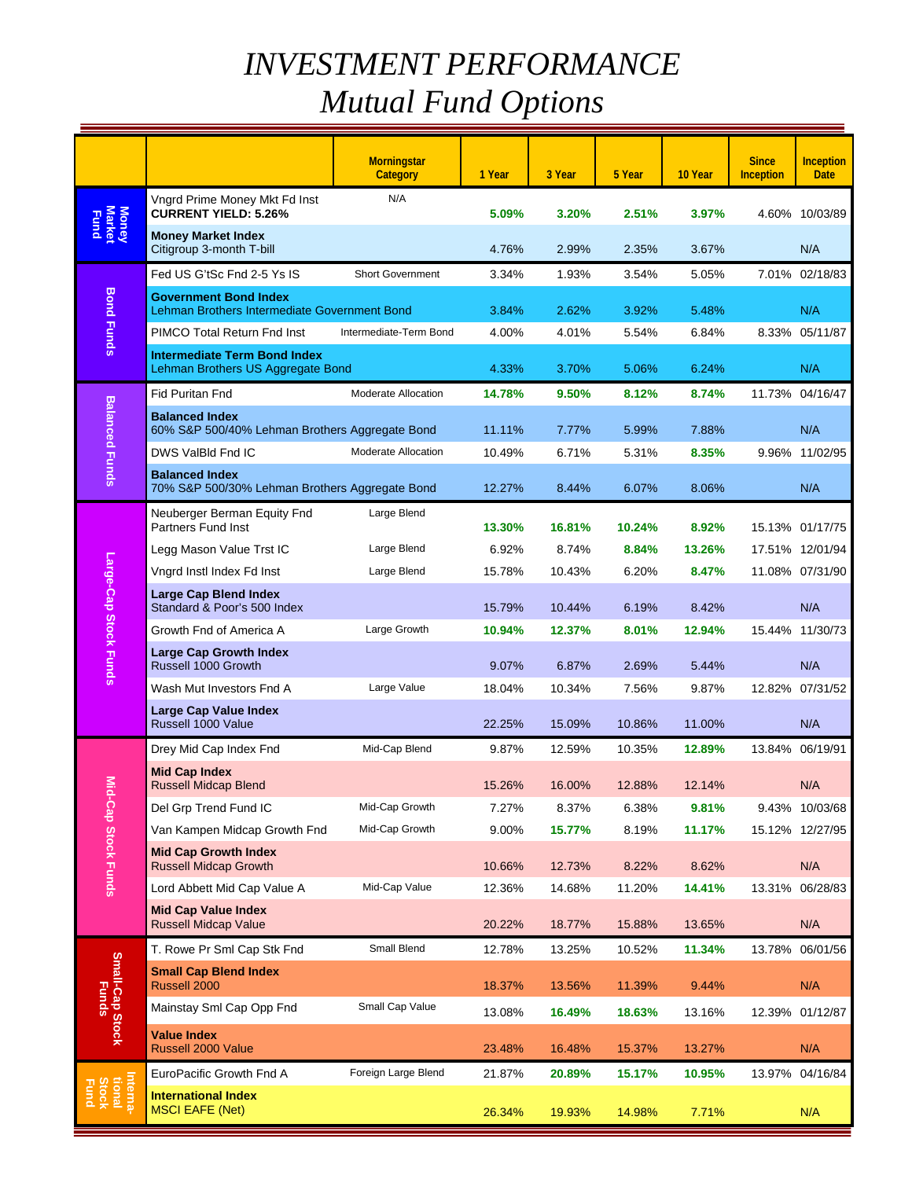# *INVESTMENT PERFORMANCE*
## *Mutual Fund Options*

| | | Morningstar Category | 1 Year | 3 Year | 5 Year | 10 Year | Since Inception | Inception Date |
|---|---|---|---|---|---|---|---|---|
| Money Market Fund | Vngrd Prime Money Mkt Fd Inst **CURRENT YIELD: 5.26%** | N/A | **5.09%** | **3.20%** | **2.51%** | **3.97%** | 4.60% | 10/03/89 |
| | **Money Market Index** Citigroup 3-month T-bill | | 4.76% | 2.99% | 2.35% | 3.67% | | N/A |
| Bond Funds | Fed US G'tSc Fnd 2-5 Ys IS | Short Government | 3.34% | 1.93% | 3.54% | 5.05% | 7.01% | 02/18/83 |
| | **Government Bond Index** Lehman Brothers Intermediate Government Bond | | 3.84% | 2.62% | 3.92% | 5.48% | | N/A |
| | PIMCO Total Return Fnd Inst | Intermediate-Term Bond | 4.00% | 4.01% | 5.54% | 6.84% | 8.33% | 05/11/87 |
| | **Intermediate Term Bond Index** Lehman Brothers US Aggregate Bond | | 4.33% | 3.70% | 5.06% | 6.24% | | N/A |
| Balanced Funds | Fid Puritan Fnd | Moderate Allocation | **14.78%** | **9.50%** | **8.12%** | **8.74%** | 11.73% | 04/16/47 |
| | **Balanced Index** 60% S&P 500/40% Lehman Brothers Aggregate Bond | | 11.11% | 7.77% | 5.99% | 7.88% | | N/A |
| | DWS ValBld Fnd IC | Moderate Allocation | 10.49% | 6.71% | 5.31% | **8.35%** | 9.96% | 11/02/95 |
| | **Balanced Index** 70% S&P 500/30% Lehman Brothers Aggregate Bond | | 12.27% | 8.44% | 6.07% | 8.06% | | N/A |
| Large-Cap Stock Funds | Neuberger Berman Equity Fnd Partners Fund Inst | Large Blend | **13.30%** | **16.81%** | **10.24%** | **8.92%** | 15.13% | 01/17/75 |
| | Legg Mason Value Trst IC | Large Blend | 6.92% | 8.74% | **8.84%** | **13.26%** | 17.51% | 12/01/94 |
| | Vngrd Instl Index Fd Inst | Large Blend | 15.78% | 10.43% | 6.20% | **8.47%** | 11.08% | 07/31/90 |
| | **Large Cap Blend Index** Standard & Poor's 500 Index | | 15.79% | 10.44% | 6.19% | 8.42% | | N/A |
| | Growth Fnd of America A | Large Growth | **10.94%** | **12.37%** | **8.01%** | **12.94%** | 15.44% | 11/30/73 |
| | **Large Cap Growth Index** Russell 1000 Growth | | 9.07% | 6.87% | 2.69% | 5.44% | | N/A |
| | Wash Mut Investors Fnd A | Large Value | 18.04% | 10.34% | 7.56% | 9.87% | 12.82% | 07/31/52 |
| | **Large Cap Value Index** Russell 1000 Value | | 22.25% | 15.09% | 10.86% | 11.00% | | N/A |
| Mid-Cap Stock Funds | Drey Mid Cap Index Fnd | Mid-Cap Blend | 9.87% | 12.59% | 10.35% | **12.89%** | 13.84% | 06/19/91 |
| | **Mid Cap Index** Russell Midcap Blend | | 15.26% | 16.00% | 12.88% | 12.14% | | N/A |
| | Del Grp Trend Fund IC | Mid-Cap Growth | 7.27% | 8.37% | 6.38% | **9.81%** | 9.43% | 10/03/68 |
| | Van Kampen Midcap Growth Fnd | Mid-Cap Growth | 9.00% | **15.77%** | 8.19% | **11.17%** | 15.12% | 12/27/95 |
| | **Mid Cap Growth Index** Russell Midcap Growth | | 10.66% | 12.73% | 8.22% | 8.62% | | N/A |
| | Lord Abbett Mid Cap Value A | Mid-Cap Value | 12.36% | 14.68% | 11.20% | **14.41%** | 13.31% | 06/28/83 |
| | **Mid Cap Value Index** Russell Midcap Value | | 20.22% | 18.77% | 15.88% | 13.65% | | N/A |
| Small-Cap Stock Funds | T. Rowe Pr Sml Cap Stk Fnd | Small Blend | 12.78% | 13.25% | 10.52% | **11.34%** | 13.78% | 06/01/56 |
| | **Small Cap Blend Index** Russell 2000 | | 18.37% | 13.56% | 11.39% | 9.44% | | N/A |
| | Mainstay Sml Cap Opp Fnd | Small Cap Value | 13.08% | **16.49%** | **18.63%** | 13.16% | 12.39% | 01/12/87 |
| | **Value Index** Russell 2000 Value | | 23.48% | 16.48% | 15.37% | 13.27% | | N/A |
| International Stock Fund | EuroPacific Growth Fnd A | Foreign Large Blend | 21.87% | **20.89%** | **15.17%** | **10.95%** | 13.97% | 04/16/84 |
| | **International Index** MSCI EAFE (Net) | | 26.34% | 19.93% | 14.98% | 7.71% | | N/A |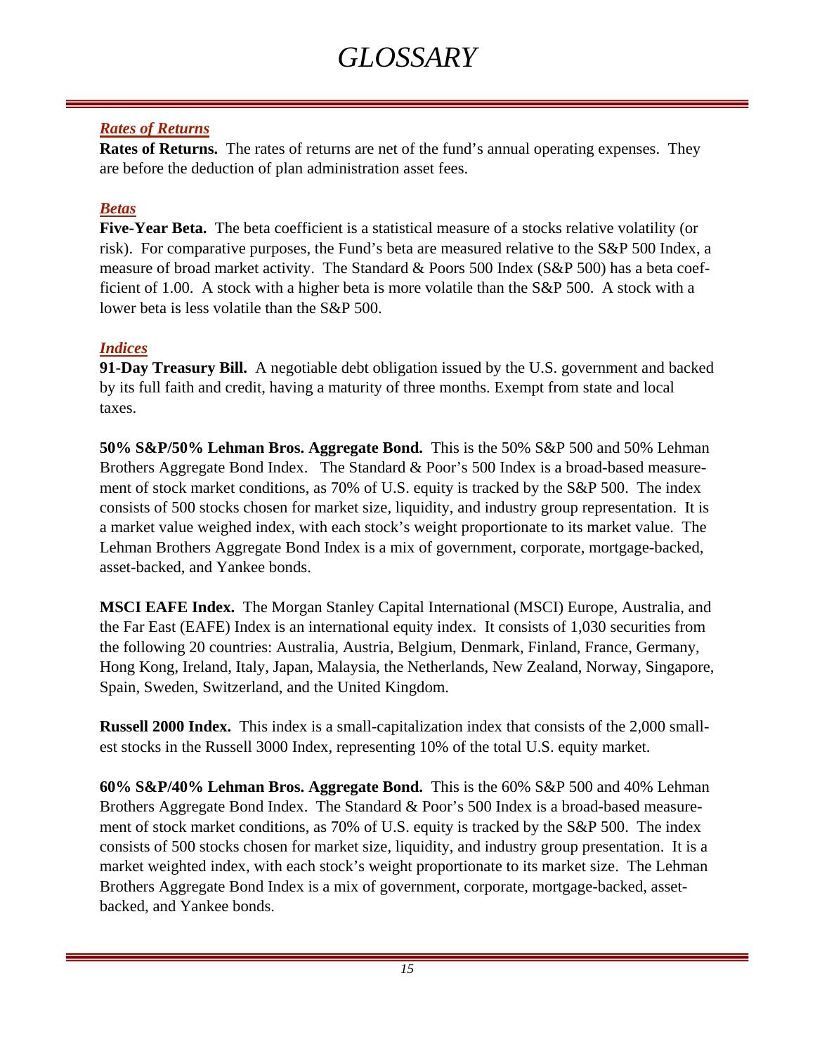# GLOSSARY

### *Rates of Returns*

**Rates of Returns.** The rates of returns are net of the fund's annual operating expenses. They are before the deduction of plan administration asset fees.

### *Betas*

**Five-Year Beta.** The beta coefficient is a statistical measure of a stocks relative volatility (or risk). For comparative purposes, the Fund's beta are measured relative to the S&P 500 Index, a measure of broad market activity. The Standard & Poors 500 Index (S&P 500) has a beta coefficient of 1.00. A stock with a higher beta is more volatile than the S&P 500. A stock with a lower beta is less volatile than the S&P 500.

### *Indices*

**91-Day Treasury Bill.** A negotiable debt obligation issued by the U.S. government and backed by its full faith and credit, having a maturity of three months. Exempt from state and local taxes.

**50% S&P/50% Lehman Bros. Aggregate Bond.** This is the 50% S&P 500 and 50% Lehman Brothers Aggregate Bond Index. The Standard & Poor's 500 Index is a broad-based measurement of stock market conditions, as 70% of U.S. equity is tracked by the S&P 500. The index consists of 500 stocks chosen for market size, liquidity, and industry group representation. It is a market value weighed index, with each stock's weight proportionate to its market value. The Lehman Brothers Aggregate Bond Index is a mix of government, corporate, mortgage-backed, asset-backed, and Yankee bonds.

**MSCI EAFE Index.** The Morgan Stanley Capital International (MSCI) Europe, Australia, and the Far East (EAFE) Index is an international equity index. It consists of 1,030 securities from the following 20 countries: Australia, Austria, Belgium, Denmark, Finland, France, Germany, Hong Kong, Ireland, Italy, Japan, Malaysia, the Netherlands, New Zealand, Norway, Singapore, Spain, Sweden, Switzerland, and the United Kingdom.

**Russell 2000 Index.** This index is a small-capitalization index that consists of the 2,000 smallest stocks in the Russell 3000 Index, representing 10% of the total U.S. equity market.

**60% S&P/40% Lehman Bros. Aggregate Bond.** This is the 60% S&P 500 and 40% Lehman Brothers Aggregate Bond Index. The Standard & Poor's 500 Index is a broad-based measurement of stock market conditions, as 70% of U.S. equity is tracked by the S&P 500. The index consists of 500 stocks chosen for market size, liquidity, and industry group presentation. It is a market weighted index, with each stock's weight proportionate to its market size. The Lehman Brothers Aggregate Bond Index is a mix of government, corporate, mortgage-backed, asset-backed, and Yankee bonds.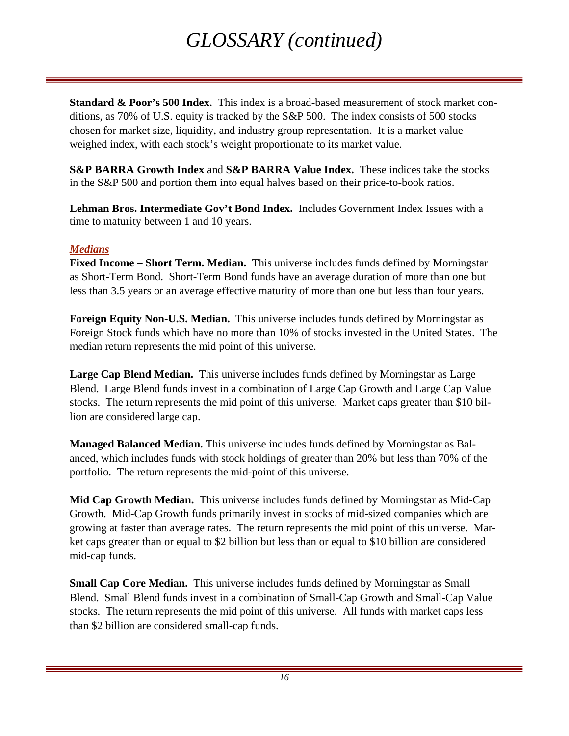# *GLOSSARY (continued)*

**Standard & Poor's 500 Index.** This index is a broad-based measurement of stock market conditions, as 70% of U.S. equity is tracked by the S&P 500. The index consists of 500 stocks chosen for market size, liquidity, and industry group representation. It is a market value weighed index, with each stock's weight proportionate to its market value.

**S&P BARRA Growth Index** and **S&P BARRA Value Index.** These indices take the stocks in the S&P 500 and portion them into equal halves based on their price-to-book ratios.

**Lehman Bros. Intermediate Gov't Bond Index.** Includes Government Index Issues with a time to maturity between 1 and 10 years.

***Medians***

**Fixed Income – Short Term. Median.** This universe includes funds defined by Morningstar as Short-Term Bond. Short-Term Bond funds have an average duration of more than one but less than 3.5 years or an average effective maturity of more than one but less than four years.

**Foreign Equity Non-U.S. Median.** This universe includes funds defined by Morningstar as Foreign Stock funds which have no more than 10% of stocks invested in the United States. The median return represents the mid point of this universe.

**Large Cap Blend Median.** This universe includes funds defined by Morningstar as Large Blend. Large Blend funds invest in a combination of Large Cap Growth and Large Cap Value stocks. The return represents the mid point of this universe. Market caps greater than $10 billion are considered large cap.

**Managed Balanced Median.** This universe includes funds defined by Morningstar as Balanced, which includes funds with stock holdings of greater than 20% but less than 70% of the portfolio. The return represents the mid-point of this universe.

**Mid Cap Growth Median.** This universe includes funds defined by Morningstar as Mid-Cap Growth. Mid-Cap Growth funds primarily invest in stocks of mid-sized companies which are growing at faster than average rates. The return represents the mid point of this universe. Market caps greater than or equal to $2 billion but less than or equal to $10 billion are considered mid-cap funds.

**Small Cap Core Median.** This universe includes funds defined by Morningstar as Small Blend. Small Blend funds invest in a combination of Small-Cap Growth and Small-Cap Value stocks. The return represents the mid point of this universe. All funds with market caps less than $2 billion are considered small-cap funds.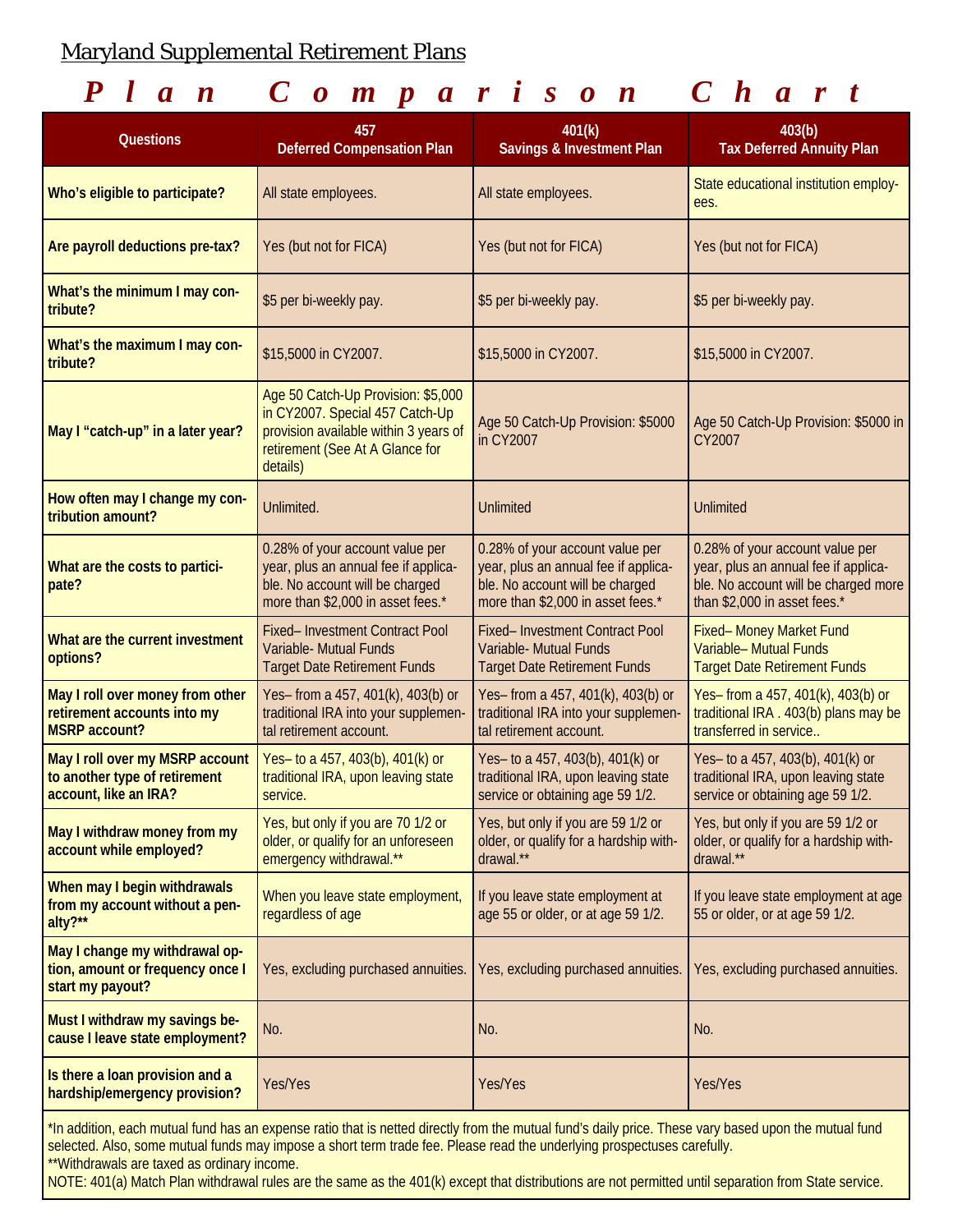Maryland Supplemental Retirement Plans

# *Plan Comparison Chart*

| Questions | 457 Deferred Compensation Plan | 401(k) Savings & Investment Plan | 403(b) Tax Deferred Annuity Plan |
|---|---|---|---|
| **Who's eligible to participate?** | All state employees. | All state employees. | State educational institution employees. |
| **Are payroll deductions pre-tax?** | Yes (but not for FICA) | Yes (but not for FICA) | Yes (but not for FICA) |
| **What's the minimum I may contribute?** | $5 per bi-weekly pay. | $5 per bi-weekly pay. | $5 per bi-weekly pay. |
| **What's the maximum I may contribute?** | $15,5000 in CY2007. | $15,5000 in CY2007. | $15,5000 in CY2007. |
| **May I "catch-up" in a later year?** | Age 50 Catch-Up Provision: $5,000 in CY2007. Special 457 Catch-Up provision available within 3 years of retirement (See At A Glance for details) | Age 50 Catch-Up Provision: $5000 in CY2007 | Age 50 Catch-Up Provision: $5000 in CY2007 |
| **How often may I change my contribution amount?** | Unlimited. | Unlimited | Unlimited |
| **What are the costs to participate?** | 0.28% of your account value per year, plus an annual fee if applicable. No account will be charged more than $2,000 in asset fees.* | 0.28% of your account value per year, plus an annual fee if applicable. No account will be charged more than $2,000 in asset fees.* | 0.28% of your account value per year, plus an annual fee if applicable. No account will be charged more than $2,000 in asset fees.* |
| **What are the current investment options?** | Fixed– Investment Contract Pool<br>Variable- Mutual Funds<br>Target Date Retirement Funds | Fixed– Investment Contract Pool<br>Variable- Mutual Funds<br>Target Date Retirement Funds | Fixed– Money Market Fund<br>Variable– Mutual Funds<br>Target Date Retirement Funds |
| **May I roll over money from other retirement accounts into my MSRP account?** | Yes– from a 457, 401(k), 403(b) or traditional IRA into your supplemental retirement account. | Yes– from a 457, 401(k), 403(b) or traditional IRA into your supplemental retirement account. | Yes– from a 457, 401(k), 403(b) or traditional IRA . 403(b) plans may be transferred in service.. |
| **May I roll over my MSRP account to another type of retirement account, like an IRA?** | Yes– to a 457, 403(b), 401(k) or traditional IRA, upon leaving state service. | Yes– to a 457, 403(b), 401(k) or traditional IRA, upon leaving state service or obtaining age 59 1/2. | Yes– to a 457, 403(b), 401(k) or traditional IRA, upon leaving state service or obtaining age 59 1/2. |
| **May I withdraw money from my account while employed?** | Yes, but only if you are 70 1/2 or older, or qualify for an unforeseen emergency withdrawal.** | Yes, but only if you are 59 1/2 or older, or qualify for a hardship withdrawal.** | Yes, but only if you are 59 1/2 or older, or qualify for a hardship withdrawal.** |
| **When may I begin withdrawals from my account without a penalty?**** | When you leave state employment, regardless of age | If you leave state employment at age 55 or older, or at age 59 1/2. | If you leave state employment at age 55 or older, or at age 59 1/2. |
| **May I change my withdrawal option, amount or frequency once I start my payout?** | Yes, excluding purchased annuities. | Yes, excluding purchased annuities. | Yes, excluding purchased annuities. |
| **Must I withdraw my savings because I leave state employment?** | No. | No. | No. |
| **Is there a loan provision and a hardship/emergency provision?** | Yes/Yes | Yes/Yes | Yes/Yes |

*In addition, each mutual fund has an expense ratio that is netted directly from the mutual fund's daily price. These vary based upon the mutual fund selected. Also, some mutual funds may impose a short term trade fee. Please read the underlying prospectuses carefully.
**Withdrawals are taxed as ordinary income.
NOTE: 401(a) Match Plan withdrawal rules are the same as the 401(k) except that distributions are not permitted until separation from State service.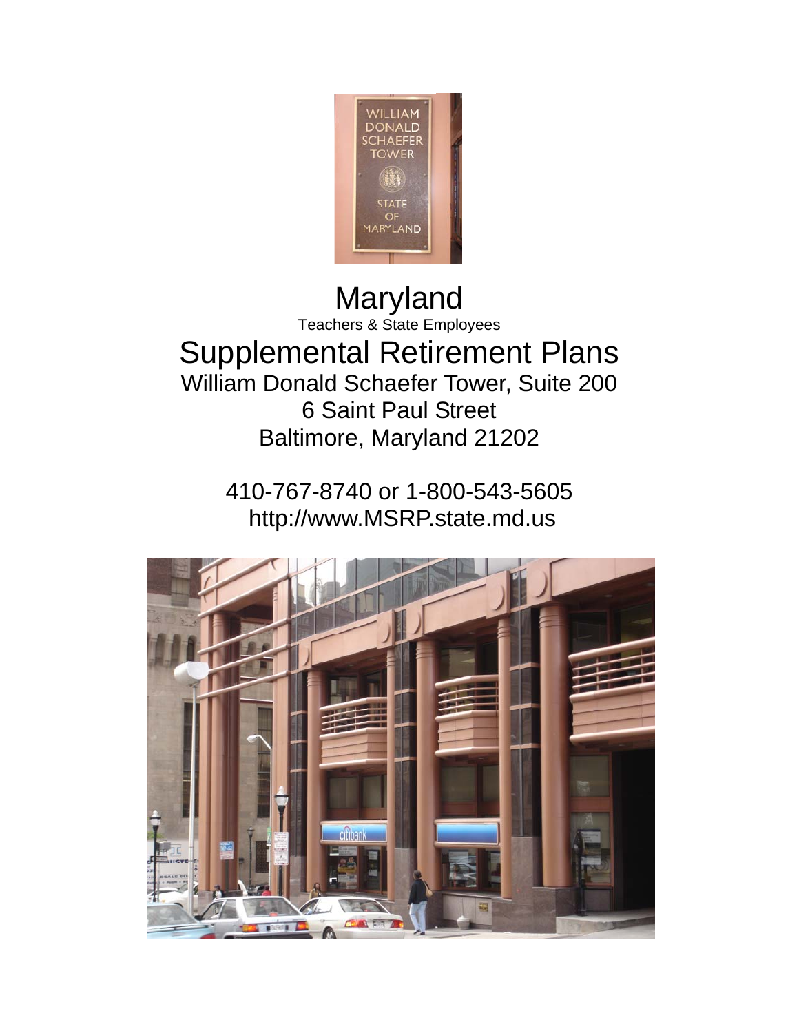# Maryland

Teachers & State Employees

# Supplemental Retirement Plans

William Donald Schaefer Tower, Suite 200

6 Saint Paul Street

Baltimore, Maryland 21202

410-767-8740 or 1-800-543-5605

http://www.MSRP.state.md.us